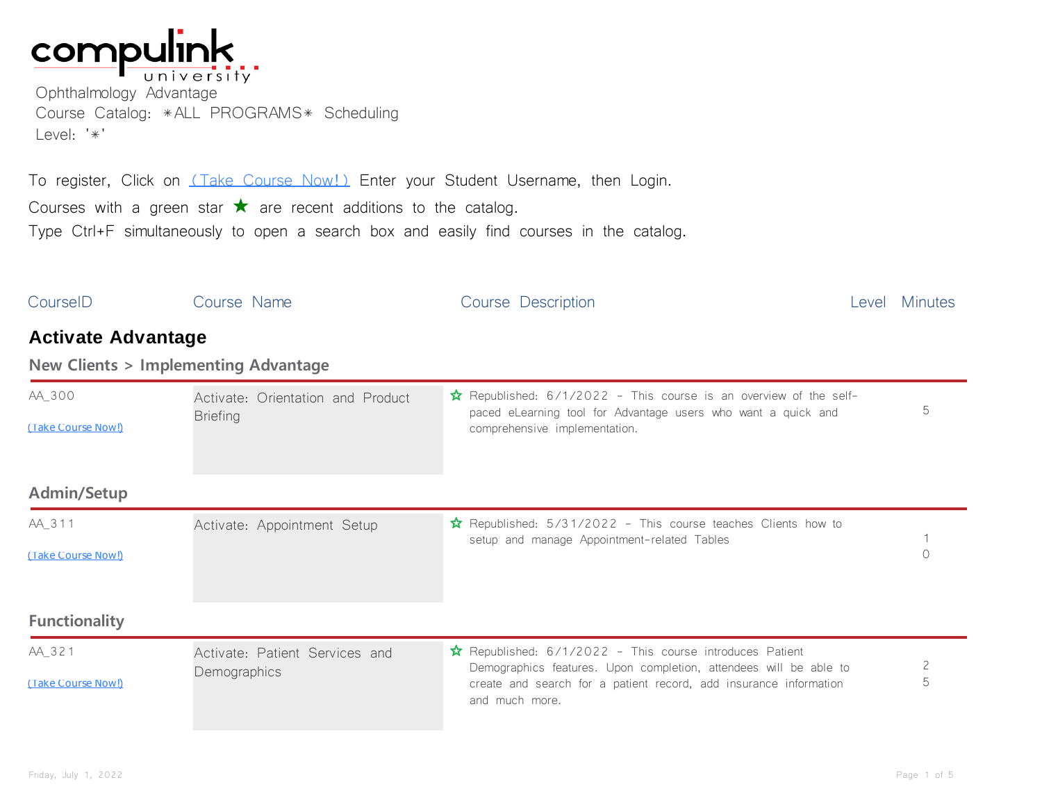compulink university

Ophthalmology Advantage
Course Catalog: *ALL PROGRAMS* Scheduling
Level: '*'

To register, Click on (Take Course Now!) Enter your Student Username, then Login.
Courses with a green star ★ are recent additions to the catalog.
Type Ctrl+F simultaneously to open a search box and easily find courses in the catalog.

| CourseID | Course Name | Course Description | Level | Minutes |
|---|---|---|---|---|

## Activate Advantage

### New Clients > Implementing Advantage

| CourseID | Course Name | Course Description | Level | Minutes |
|---|---|---|---|---|
| AA_300 (Take Course Now!) | Activate: Orientation and Product Briefing | ☆ Republished: 6/1/2022 - This course is an overview of the self-paced eLearning tool for Advantage users who want a quick and comprehensive implementation. | | 5 |

### Admin/Setup

| CourseID | Course Name | Course Description | Level | Minutes |
|---|---|---|---|---|
| AA_311 (Take Course Now!) | Activate: Appointment Setup | ☆ Republished: 5/31/2022 - This course teaches Clients how to setup and manage Appointment-related Tables | | 10 |

### Functionality

| CourseID | Course Name | Course Description | Level | Minutes |
|---|---|---|---|---|
| AA_321 (Take Course Now!) | Activate: Patient Services and Demographics | ☆ Republished: 6/1/2022 - This course introduces Patient Demographics features. Upon completion, attendees will be able to create and search for a patient record, add insurance information and much more. | | 25 |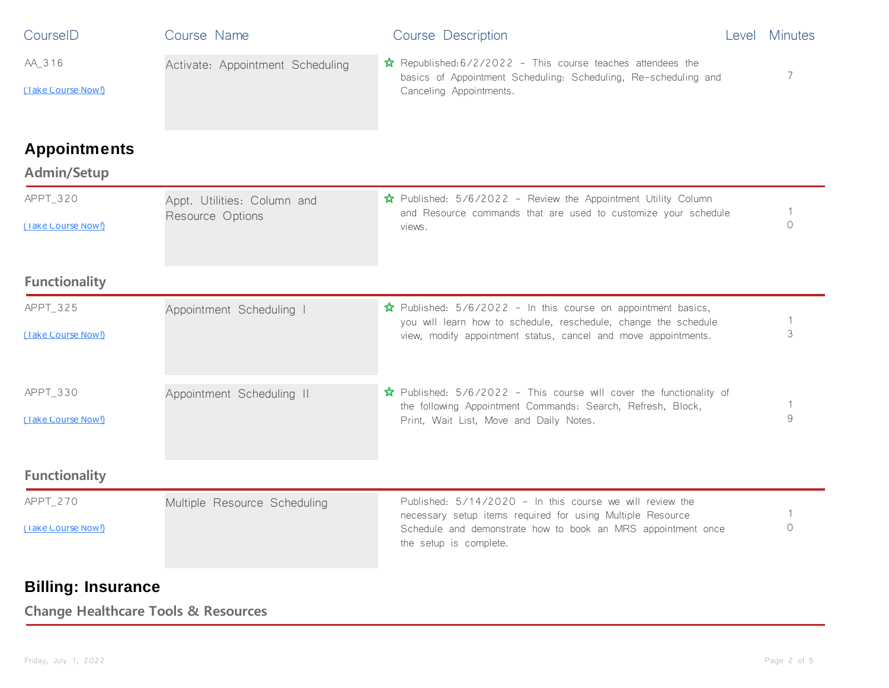| CourseID | Course Name | Course Description | Level | Minutes |
|---|---|---|---|---|
| AA_316 (Take Course Now!) | Activate: Appointment Scheduling | ☆ Republished:6/2/2022 - This course teaches attendees the basics of Appointment Scheduling: Scheduling, Re-scheduling and Canceling Appointments. | | 7 |

# Appointments

## Admin/Setup

| CourseID | Course Name | Course Description | Level | Minutes |
|---|---|---|---|---|
| APPT_320 (Take Course Now!) | Appt. Utilities: Column and Resource Options | ☆ Published: 5/6/2022 - Review the Appointment Utility Column and Resource commands that are used to customize your schedule views. | | 10 |

## Functionality

| CourseID | Course Name | Course Description | Level | Minutes |
|---|---|---|---|---|
| APPT_325 (Take Course Now!) | Appointment Scheduling I | ☆ Published: 5/6/2022 - In this course on appointment basics, you will learn how to schedule, reschedule, change the schedule view, modify appointment status, cancel and move appointments. | | 13 |
| APPT_330 (Take Course Now!) | Appointment Scheduling II | ☆ Published: 5/6/2022 - This course will cover the functionality of the following Appointment Commands: Search, Refresh, Block, Print, Wait List, Move and Daily Notes. | | 19 |

## Functionality

| CourseID | Course Name | Course Description | Level | Minutes |
|---|---|---|---|---|
| APPT_270 (Take Course Now!) | Multiple Resource Scheduling | Published: 5/14/2020 - In this course we will review the necessary setup items required for using Multiple Resource Schedule and demonstrate how to book an MRS appointment once the setup is complete. | | 10 |

# Billing: Insurance

## Change Healthcare Tools & Resources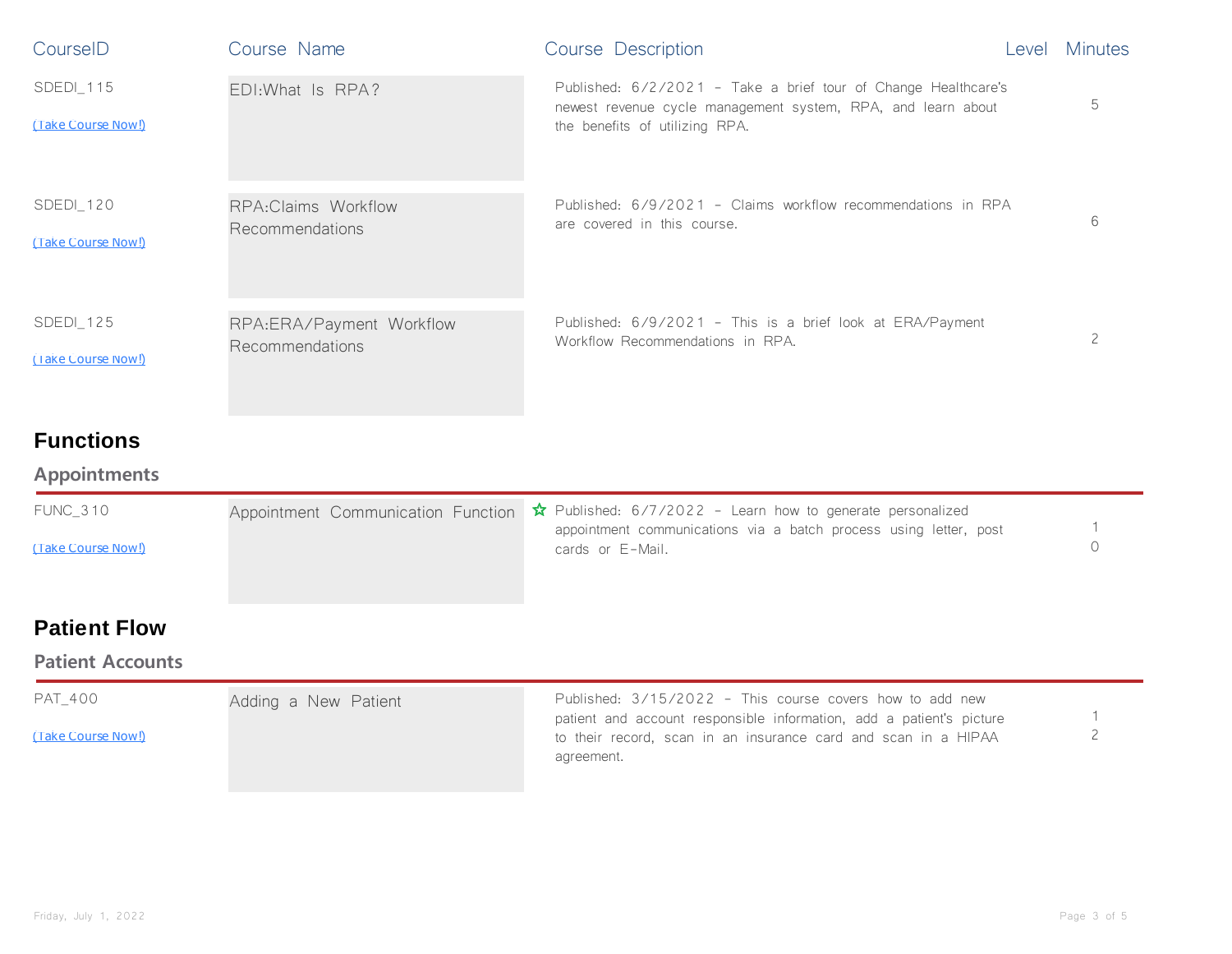| CourseID | Course Name | Course Description | Level | Minutes |
|---|---|---|---|---|
| SDEDI_115 (Take Course Now!) | EDI:What Is RPA? | Published: 6/2/2021 - Take a brief tour of Change Healthcare's newest revenue cycle management system, RPA, and learn about the benefits of utilizing RPA. | | 5 |
| SDEDI_120 (Take Course Now!) | RPA:Claims Workflow Recommendations | Published: 6/9/2021 - Claims workflow recommendations in RPA are covered in this course. | | 6 |
| SDEDI_125 (Take Course Now!) | RPA:ERA/Payment Workflow Recommendations | Published: 6/9/2021 - This is a brief look at ERA/Payment Workflow Recommendations in RPA. | | 2 |

## Functions

### Appointments

| CourseID | Course Name | Course Description | Level | Minutes |
|---|---|---|---|---|
| FUNC_310 (Take Course Now!) | Appointment Communication Function | ☆ Published: 6/7/2022 - Learn how to generate personalized appointment communications via a batch process using letter, post cards or E-Mail. | | 10 |

## Patient Flow

### Patient Accounts

| CourseID | Course Name | Course Description | Level | Minutes |
|---|---|---|---|---|
| PAT_400 (Take Course Now!) | Adding a New Patient | Published: 3/15/2022 - This course covers how to add new patient and account responsible information, add a patient's picture to their record, scan in an insurance card and scan in a HIPAA agreement. | | 12 |

Friday, July 1, 2022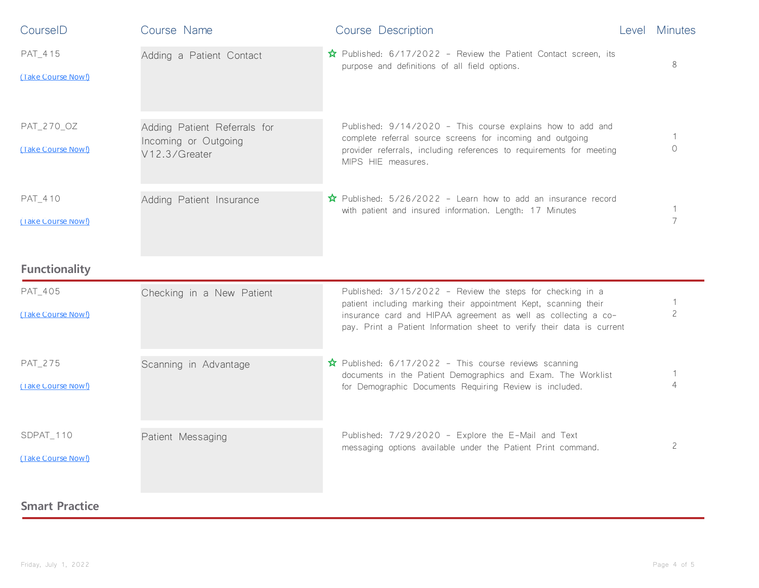| CourseID | Course Name | Course Description | Level | Minutes |
|---|---|---|---|---|
| PAT_415 (Take Course Now!) | Adding a Patient Contact | ☆ Published: 6/17/2022 - Review the Patient Contact screen, its purpose and definitions of all field options. | | 8 |
| PAT_270_OZ (Take Course Now!) | Adding Patient Referrals for Incoming or Outgoing V12.3/Greater | Published: 9/14/2020 - This course explains how to add and complete referral source screens for incoming and outgoing provider referrals, including references to requirements for meeting MIPS HIE measures. | | 10 |
| PAT_410 (Take Course Now!) | Adding Patient Insurance | ☆ Published: 5/26/2022 - Learn how to add an insurance record with patient and insured information. Length: 17 Minutes | | 17 |

## Functionality

| CourseID | Course Name | Course Description | Level | Minutes |
|---|---|---|---|---|
| PAT_405 (Take Course Now!) | Checking in a New Patient | Published: 3/15/2022 - Review the steps for checking in a patient including marking their appointment Kept, scanning their insurance card and HIPAA agreement as well as collecting a co-pay. Print a Patient Information sheet to verify their data is current | | 12 |
| PAT_275 (Take Course Now!) | Scanning in Advantage | ☆ Published: 6/17/2022 - This course reviews scanning documents in the Patient Demographics and Exam. The Worklist for Demographic Documents Requiring Review is included. | | 14 |
| SDPAT_110 (Take Course Now!) | Patient Messaging | Published: 7/29/2020 - Explore the E-Mail and Text messaging options available under the Patient Print command. | | 2 |

## Smart Practice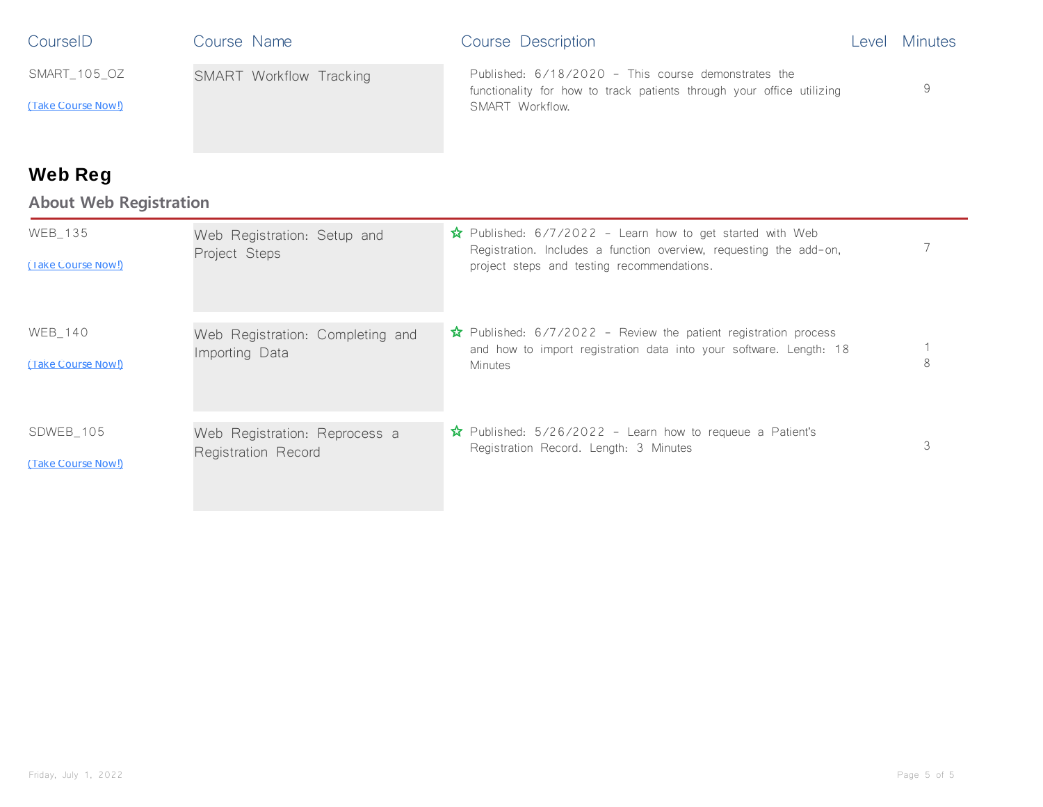| CourseID | Course Name | Course Description | Level | Minutes |
|---|---|---|---|---|
| SMART_105_OZ (Take Course Now!) | SMART Workflow Tracking | Published: 6/18/2020 - This course demonstrates the functionality for how to track patients through your office utilizing SMART Workflow. | | 9 |

## Web Reg

### About Web Registration

| CourseID | Course Name | Course Description | Level | Minutes |
|---|---|---|---|---|
| WEB_135 (Take Course Now!) | Web Registration: Setup and Project Steps | ☆ Published: 6/7/2022 - Learn how to get started with Web Registration. Includes a function overview, requesting the add-on, project steps and testing recommendations. | | 7 |
| WEB_140 (Take Course Now!) | Web Registration: Completing and Importing Data | ☆ Published: 6/7/2022 - Review the patient registration process and how to import registration data into your software. Length: 18 Minutes | | 18 |
| SDWEB_105 (Take Course Now!) | Web Registration: Reprocess a Registration Record | ☆ Published: 5/26/2022 - Learn how to requeue a Patient's Registration Record. Length: 3 Minutes | | 3 |

Friday, July 1, 2022